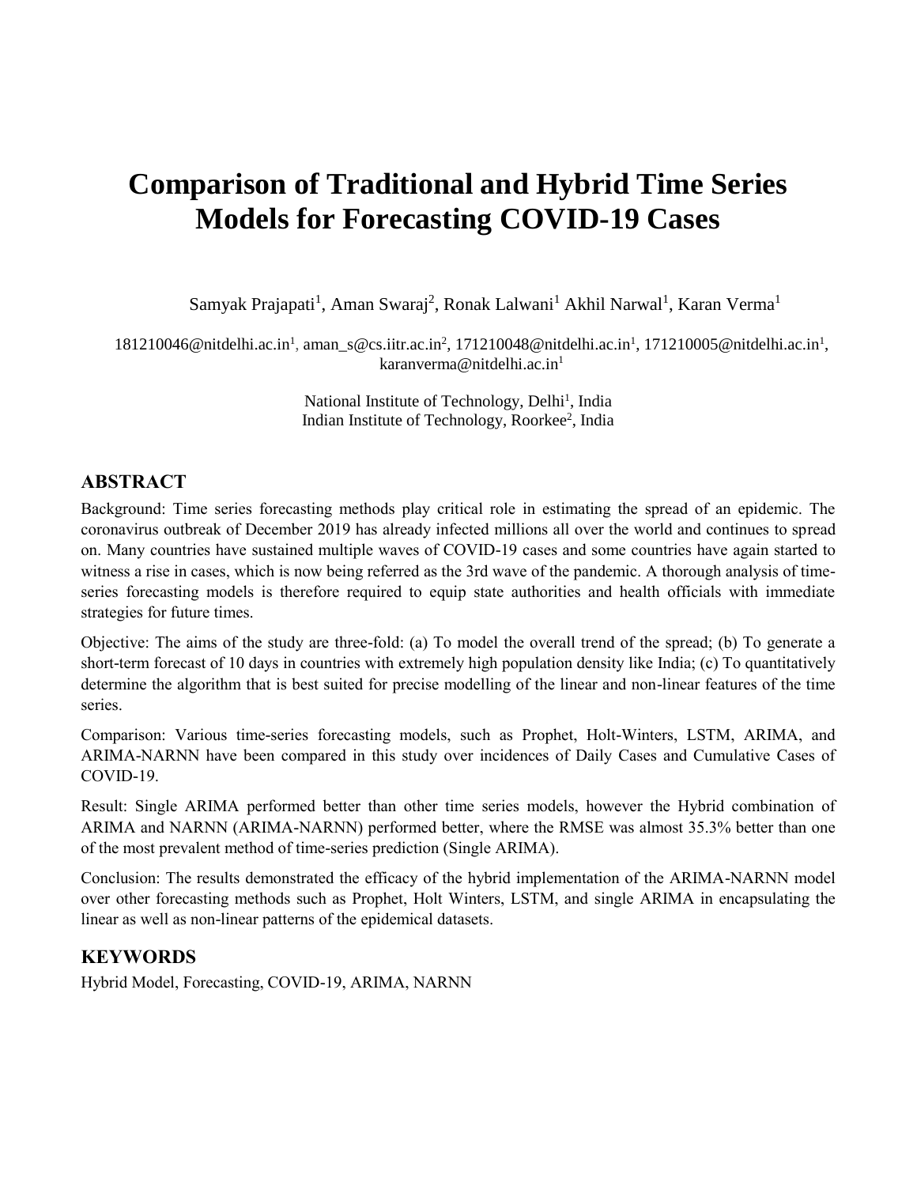# Comparison of Traditional and Hybrid Time Series Models for Forecasting COVID-19 Cases

Samyak Prajapati[1], Aman Swaraj[2], Ronak Lalwani[1] Akhil Narwal[1], Karan Verma[1]

181210046@nitdelhi.ac.in[1], aman_s@cs.iitr.ac.in[2], 171210048@nitdelhi.ac.in[1], 171210005@nitdelhi.ac.in[1], karanverma@nitdelhi.ac.in[1]

National Institute of Technology, Delhi[1], India
Indian Institute of Technology, Roorkee[2], India

## ABSTRACT

Background: Time series forecasting methods play critical role in estimating the spread of an epidemic. The coronavirus outbreak of December 2019 has already infected millions all over the world and continues to spread on. Many countries have sustained multiple waves of COVID-19 cases and some countries have again started to witness a rise in cases, which is now being referred as the 3rd wave of the pandemic. A thorough analysis of time-series forecasting models is therefore required to equip state authorities and health officials with immediate strategies for future times.

Objective: The aims of the study are three-fold: (a) To model the overall trend of the spread; (b) To generate a short-term forecast of 10 days in countries with extremely high population density like India; (c) To quantitatively determine the algorithm that is best suited for precise modelling of the linear and non-linear features of the time series.

Comparison: Various time-series forecasting models, such as Prophet, Holt-Winters, LSTM, ARIMA, and ARIMA-NARNN have been compared in this study over incidences of Daily Cases and Cumulative Cases of COVID-19.

Result: Single ARIMA performed better than other time series models, however the Hybrid combination of ARIMA and NARNN (ARIMA-NARNN) performed better, where the RMSE was almost 35.3% better than one of the most prevalent method of time-series prediction (Single ARIMA).

Conclusion: The results demonstrated the efficacy of the hybrid implementation of the ARIMA-NARNN model over other forecasting methods such as Prophet, Holt Winters, LSTM, and single ARIMA in encapsulating the linear as well as non-linear patterns of the epidemical datasets.

## KEYWORDS

Hybrid Model, Forecasting, COVID-19, ARIMA, NARNN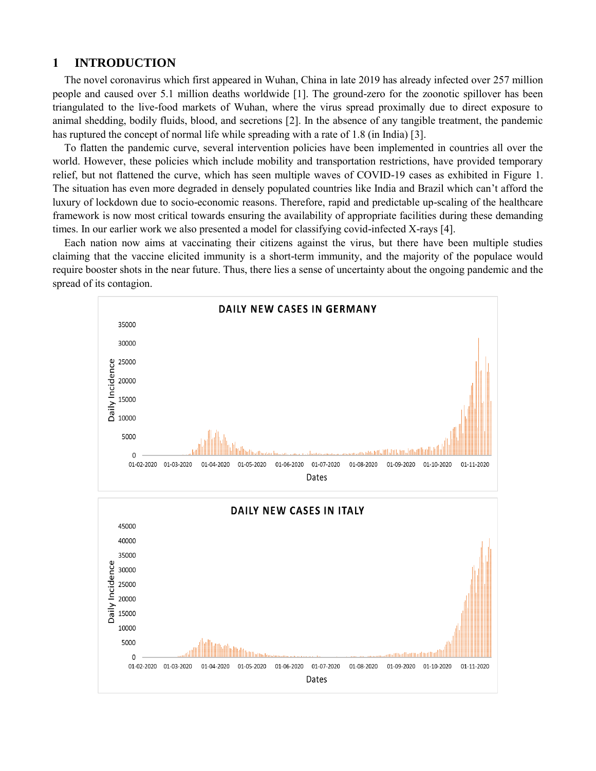# 1 INTRODUCTION

The novel coronavirus which first appeared in Wuhan, China in late 2019 has already infected over 257 million people and caused over 5.1 million deaths worldwide [1]. The ground-zero for the zoonotic spillover has been triangulated to the live-food markets of Wuhan, where the virus spread proximally due to direct exposure to animal shedding, bodily fluids, blood, and secretions [2]. In the absence of any tangible treatment, the pandemic has ruptured the concept of normal life while spreading with a rate of 1.8 (in India) [3].

To flatten the pandemic curve, several intervention policies have been implemented in countries all over the world. However, these policies which include mobility and transportation restrictions, have provided temporary relief, but not flattened the curve, which has seen multiple waves of COVID-19 cases as exhibited in Figure 1. The situation has even more degraded in densely populated countries like India and Brazil which can't afford the luxury of lockdown due to socio-economic reasons. Therefore, rapid and predictable up-scaling of the healthcare framework is now most critical towards ensuring the availability of appropriate facilities during these demanding times. In our earlier work we also presented a model for classifying covid-infected X-rays [4].

Each nation now aims at vaccinating their citizens against the virus, but there have been multiple studies claiming that the vaccine elicited immunity is a short-term immunity, and the majority of the populace would require booster shots in the near future. Thus, there lies a sense of uncertainty about the ongoing pandemic and the spread of its contagion.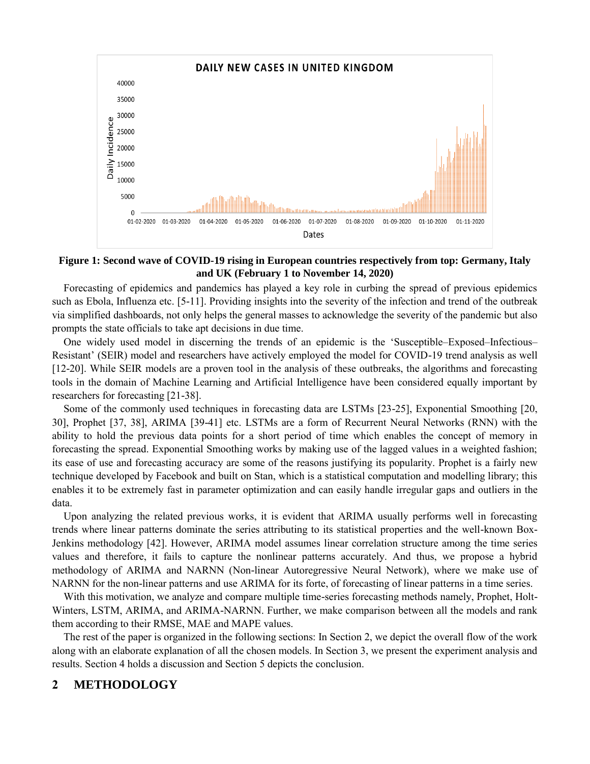**Figure 1: Second wave of COVID-19 rising in European countries respectively from top: Germany, Italy and UK (February 1 to November 14, 2020)**

Forecasting of epidemics and pandemics has played a key role in curbing the spread of previous epidemics such as Ebola, Influenza etc. [5-11]. Providing insights into the severity of the infection and trend of the outbreak via simplified dashboards, not only helps the general masses to acknowledge the severity of the pandemic but also prompts the state officials to take apt decisions in due time.

One widely used model in discerning the trends of an epidemic is the 'Susceptible–Exposed–Infectious–Resistant' (SEIR) model and researchers have actively employed the model for COVID-19 trend analysis as well [12-20]. While SEIR models are a proven tool in the analysis of these outbreaks, the algorithms and forecasting tools in the domain of Machine Learning and Artificial Intelligence have been considered equally important by researchers for forecasting [21-38].

Some of the commonly used techniques in forecasting data are LSTMs [23-25], Exponential Smoothing [20, 30], Prophet [37, 38], ARIMA [39-41] etc. LSTMs are a form of Recurrent Neural Networks (RNN) with the ability to hold the previous data points for a short period of time which enables the concept of memory in forecasting the spread. Exponential Smoothing works by making use of the lagged values in a weighted fashion; its ease of use and forecasting accuracy are some of the reasons justifying its popularity. Prophet is a fairly new technique developed by Facebook and built on Stan, which is a statistical computation and modelling library; this enables it to be extremely fast in parameter optimization and can easily handle irregular gaps and outliers in the data.

Upon analyzing the related previous works, it is evident that ARIMA usually performs well in forecasting trends where linear patterns dominate the series attributing to its statistical properties and the well-known Box-Jenkins methodology [42]. However, ARIMA model assumes linear correlation structure among the time series values and therefore, it fails to capture the nonlinear patterns accurately. And thus, we propose a hybrid methodology of ARIMA and NARNN (Non-linear Autoregressive Neural Network), where we make use of NARNN for the non-linear patterns and use ARIMA for its forte, of forecasting of linear patterns in a time series.

With this motivation, we analyze and compare multiple time-series forecasting methods namely, Prophet, Holt-Winters, LSTM, ARIMA, and ARIMA-NARNN. Further, we make comparison between all the models and rank them according to their RMSE, MAE and MAPE values.

The rest of the paper is organized in the following sections: In Section 2, we depict the overall flow of the work along with an elaborate explanation of all the chosen models. In Section 3, we present the experiment analysis and results. Section 4 holds a discussion and Section 5 depicts the conclusion.

## 2 METHODOLOGY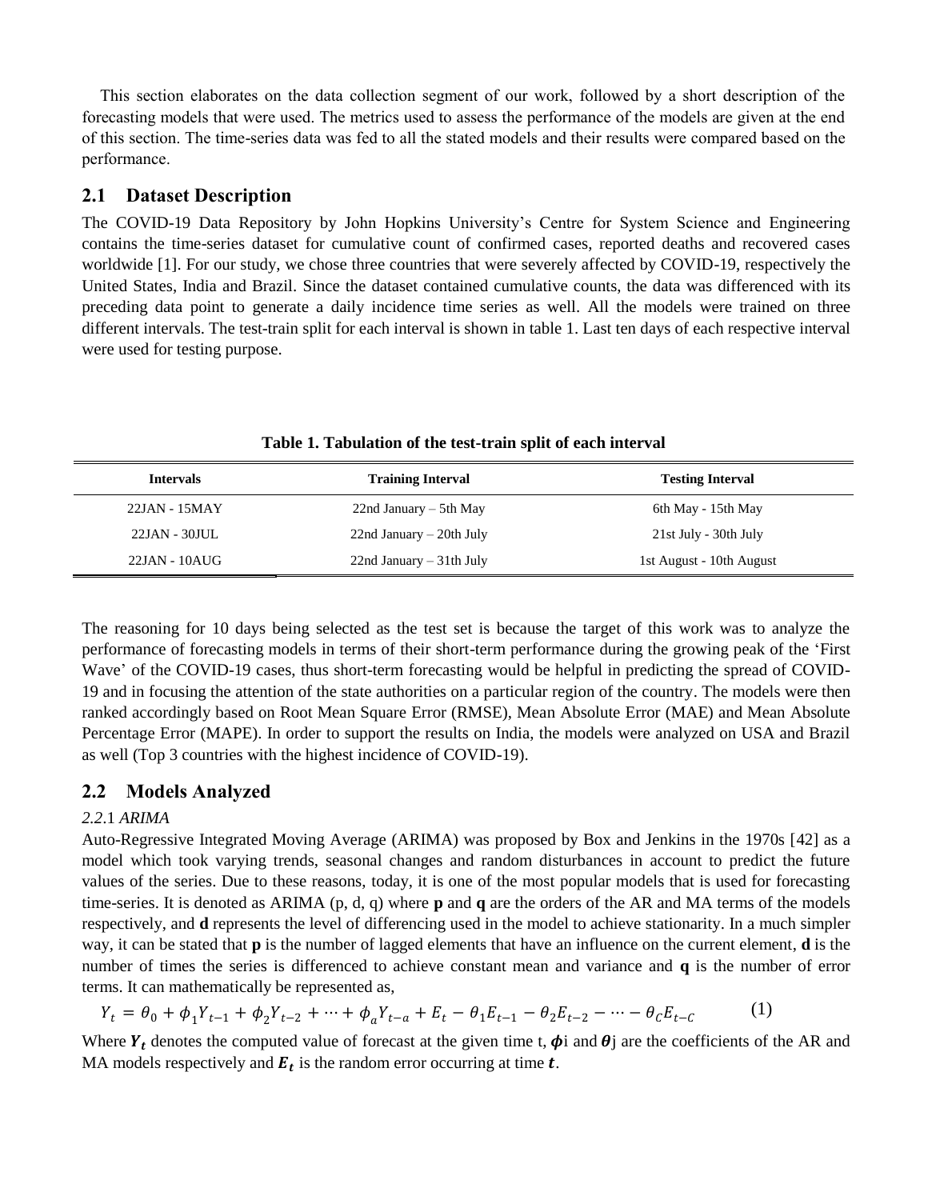This section elaborates on the data collection segment of our work, followed by a short description of the forecasting models that were used. The metrics used to assess the performance of the models are given at the end of this section. The time-series data was fed to all the stated models and their results were compared based on the performance.

## 2.1 Dataset Description

The COVID-19 Data Repository by John Hopkins University's Centre for System Science and Engineering contains the time-series dataset for cumulative count of confirmed cases, reported deaths and recovered cases worldwide [1]. For our study, we chose three countries that were severely affected by COVID-19, respectively the United States, India and Brazil. Since the dataset contained cumulative counts, the data was differenced with its preceding data point to generate a daily incidence time series as well. All the models were trained on three different intervals. The test-train split for each interval is shown in table 1. Last ten days of each respective interval were used for testing purpose.

**Table 1. Tabulation of the test-train split of each interval**

| Intervals | Training Interval | Testing Interval |
|---|---|---|
| 22JAN - 15MAY | 22nd January – 5th May | 6th May - 15th May |
| 22JAN - 30JUL | 22nd January – 20th July | 21st July - 30th July |
| 22JAN - 10AUG | 22nd January – 31th July | 1st August - 10th August |

The reasoning for 10 days being selected as the test set is because the target of this work was to analyze the performance of forecasting models in terms of their short-term performance during the growing peak of the 'First Wave' of the COVID-19 cases, thus short-term forecasting would be helpful in predicting the spread of COVID-19 and in focusing the attention of the state authorities on a particular region of the country. The models were then ranked accordingly based on Root Mean Square Error (RMSE), Mean Absolute Error (MAE) and Mean Absolute Percentage Error (MAPE). In order to support the results on India, the models were analyzed on USA and Brazil as well (Top 3 countries with the highest incidence of COVID-19).

## 2.2 Models Analyzed

### *2.2.1 ARIMA*

Auto-Regressive Integrated Moving Average (ARIMA) was proposed by Box and Jenkins in the 1970s [42] as a model which took varying trends, seasonal changes and random disturbances in account to predict the future values of the series. Due to these reasons, today, it is one of the most popular models that is used for forecasting time-series. It is denoted as ARIMA (p, d, q) where **p** and **q** are the orders of the AR and MA terms of the models respectively, and **d** represents the level of differencing used in the model to achieve stationarity. In a much simpler way, it can be stated that **p** is the number of lagged elements that have an influence on the current element, **d** is the number of times the series is differenced to achieve constant mean and variance and **q** is the number of error terms. It can mathematically be represented as,

$$Y_t = \theta_0 + \phi_1 Y_{t-1} + \phi_2 Y_{t-2} + \cdots + \phi_a Y_{t-a} + E_t - \theta_1 E_{t-1} - \theta_2 E_{t-2} - \cdots - \theta_C E_{t-C} \tag{1}$$

Where $\boldsymbol{Y_t}$ denotes the computed value of forecast at the given time t, $\boldsymbol{\phi}$i and $\boldsymbol{\theta}$j are the coefficients of the AR and MA models respectively and $\boldsymbol{E_t}$ is the random error occurring at time $\boldsymbol{t}$.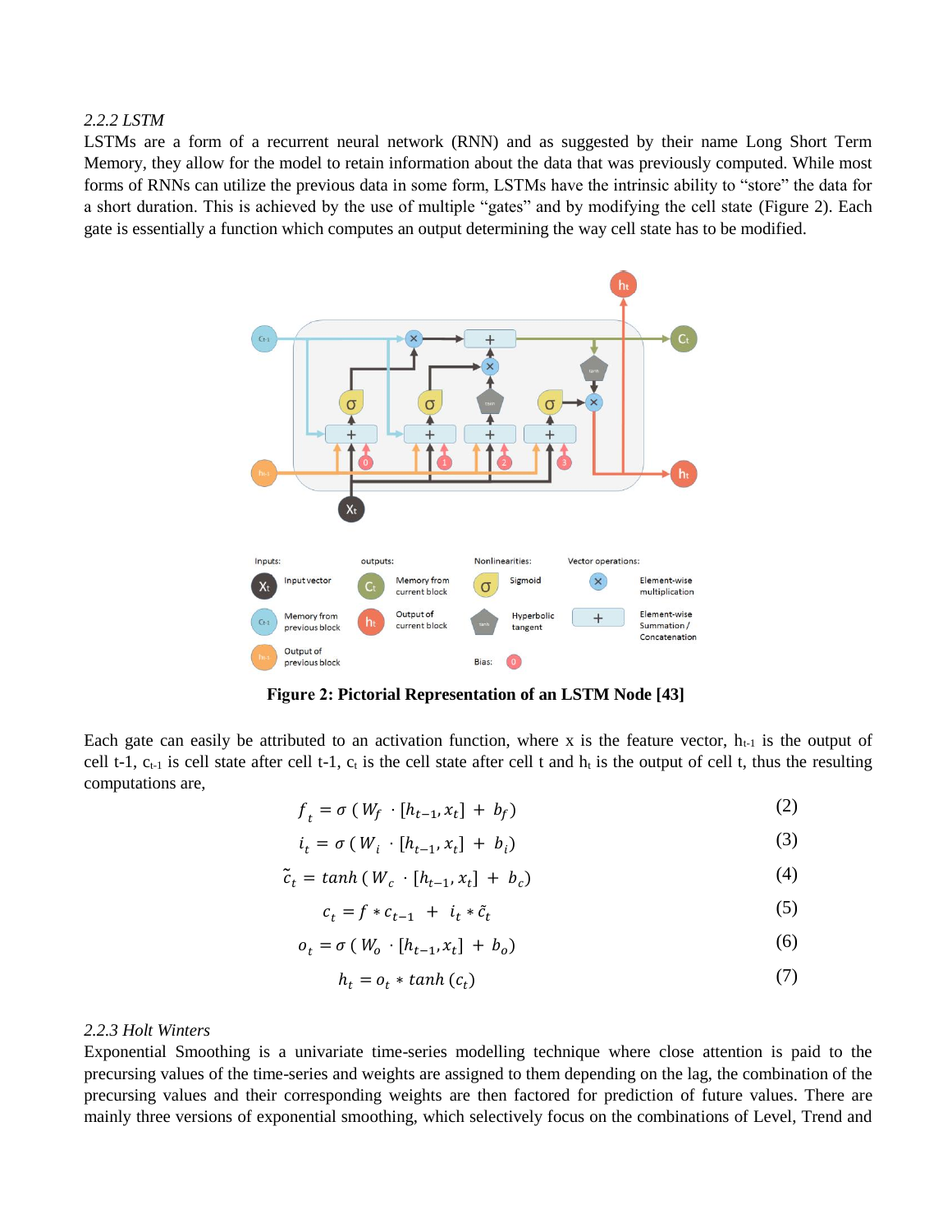*2.2.2 LSTM*

LSTMs are a form of a recurrent neural network (RNN) and as suggested by their name Long Short Term Memory, they allow for the model to retain information about the data that was previously computed. While most forms of RNNs can utilize the previous data in some form, LSTMs have the intrinsic ability to “store” the data for a short duration. This is achieved by the use of multiple “gates” and by modifying the cell state (Figure 2). Each gate is essentially a function which computes an output determining the way cell state has to be modified.

**Figure 2: Pictorial Representation of an LSTM Node [43]**

Each gate can easily be attributed to an activation function, where x is the feature vector, $h_{t-1}$ is the output of cell t-1, $c_{t-1}$ is cell state after cell t-1, $c_t$ is the cell state after cell t and $h_t$ is the output of cell t, thus the resulting computations are,

$$f_t = \sigma\,(W_f \cdot [h_{t-1}, x_t] + b_f) \tag{2}$$

$$i_t = \sigma\,(W_i \cdot [h_{t-1}, x_t] + b_i) \tag{3}$$

$$\tilde{c}_t = tanh\,(W_c \cdot [h_{t-1}, x_t] + b_c) \tag{4}$$

$$c_t = f * c_{t-1} + i_t * \tilde{c}_t \tag{5}$$

$$o_t = \sigma\,(W_o \cdot [h_{t-1}, x_t] + b_o) \tag{6}$$

$$h_t = o_t * tanh\,(c_t) \tag{7}$$

*2.2.3 Holt Winters*

Exponential Smoothing is a univariate time-series modelling technique where close attention is paid to the precursing values of the time-series and weights are assigned to them depending on the lag, the combination of the precursing values and their corresponding weights are then factored for prediction of future values. There are mainly three versions of exponential smoothing, which selectively focus on the combinations of Level, Trend and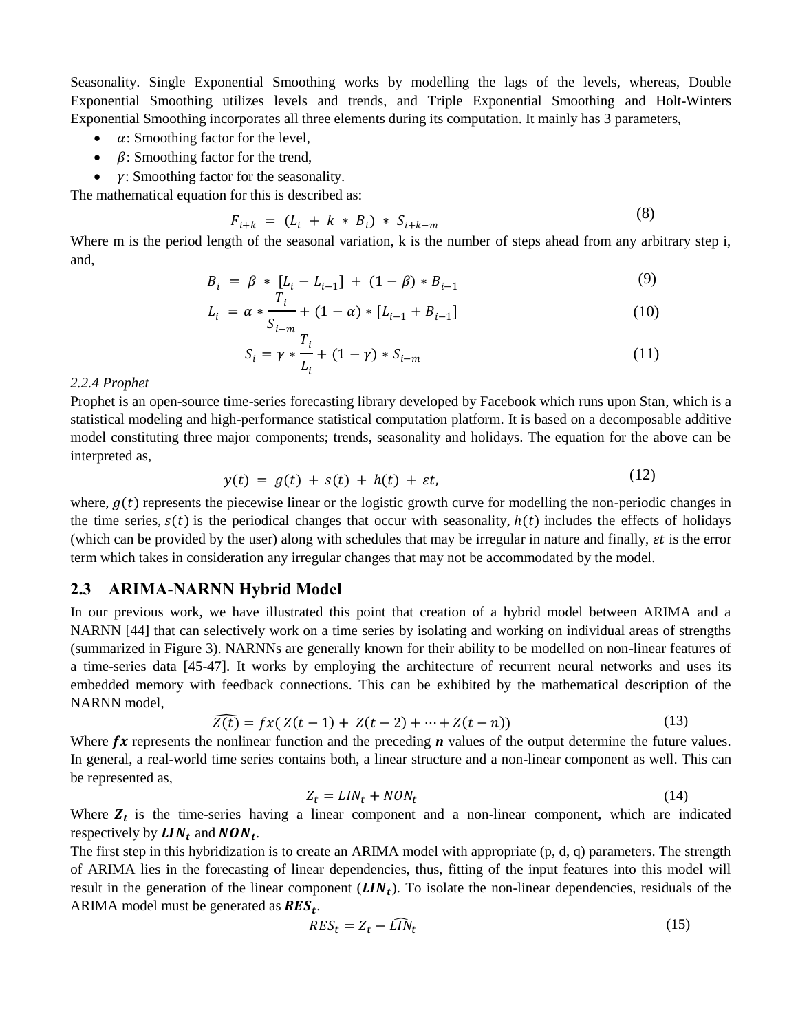Seasonality. Single Exponential Smoothing works by modelling the lags of the levels, whereas, Double Exponential Smoothing utilizes levels and trends, and Triple Exponential Smoothing and Holt-Winters Exponential Smoothing incorporates all three elements during its computation. It mainly has 3 parameters,

- $\alpha$: Smoothing factor for the level,
- $\beta$: Smoothing factor for the trend,
- $\gamma$: Smoothing factor for the seasonality.

The mathematical equation for this is described as:

$$F_{i+k} = (L_i + k * B_i) * S_{i+k-m} \tag{8}$$

Where m is the period length of the seasonal variation, k is the number of steps ahead from any arbitrary step i, and,

$$B_i = \beta * [L_i - L_{i-1}] + (1 - \beta) * B_{i-1} \tag{9}$$

$$L_i = \alpha * \frac{T_i}{S_{i-m}} + (1 - \alpha) * [L_{i-1} + B_{i-1}] \tag{10}$$

$$S_i = \gamma * \frac{T_i}{L_i} + (1 - \gamma) * S_{i-m} \tag{11}$$

*2.2.4 Prophet*

Prophet is an open-source time-series forecasting library developed by Facebook which runs upon Stan, which is a statistical modeling and high-performance statistical computation platform. It is based on a decomposable additive model constituting three major components; trends, seasonality and holidays. The equation for the above can be interpreted as,

$$y(t) = g(t) + s(t) + h(t) + \varepsilon t, \tag{12}$$

where, $g(t)$ represents the piecewise linear or the logistic growth curve for modelling the non-periodic changes in the time series, $s(t)$ is the periodical changes that occur with seasonality, $h(t)$ includes the effects of holidays (which can be provided by the user) along with schedules that may be irregular in nature and finally, $\varepsilon t$ is the error term which takes in consideration any irregular changes that may not be accommodated by the model.

## 2.3 ARIMA-NARNN Hybrid Model

In our previous work, we have illustrated this point that creation of a hybrid model between ARIMA and a NARNN [44] that can selectively work on a time series by isolating and working on individual areas of strengths (summarized in Figure 3). NARNNs are generally known for their ability to be modelled on non-linear features of a time-series data [45-47]. It works by employing the architecture of recurrent neural networks and uses its embedded memory with feedback connections. This can be exhibited by the mathematical description of the NARNN model,

$$\widehat{Z(t)} = fx(Z(t-1) + Z(t-2) + \cdots + Z(t-n)) \tag{13}$$

Where $\boldsymbol{fx}$ represents the nonlinear function and the preceding $\boldsymbol{n}$ values of the output determine the future values. In general, a real-world time series contains both, a linear structure and a non-linear component as well. This can be represented as,

$$Z_t = LIN_t + NON_t \tag{14}$$

Where $\boldsymbol{Z_t}$ is the time-series having a linear component and a non-linear component, which are indicated respectively by $\boldsymbol{LIN_t}$ and $\boldsymbol{NON_t}$.

The first step in this hybridization is to create an ARIMA model with appropriate (p, d, q) parameters. The strength of ARIMA lies in the forecasting of linear dependencies, thus, fitting of the input features into this model will result in the generation of the linear component ($\boldsymbol{LIN_t}$). To isolate the non-linear dependencies, residuals of the ARIMA model must be generated as $\boldsymbol{RES_t}$.

$$RES_t = Z_t - \widehat{LIN}_t \tag{15}$$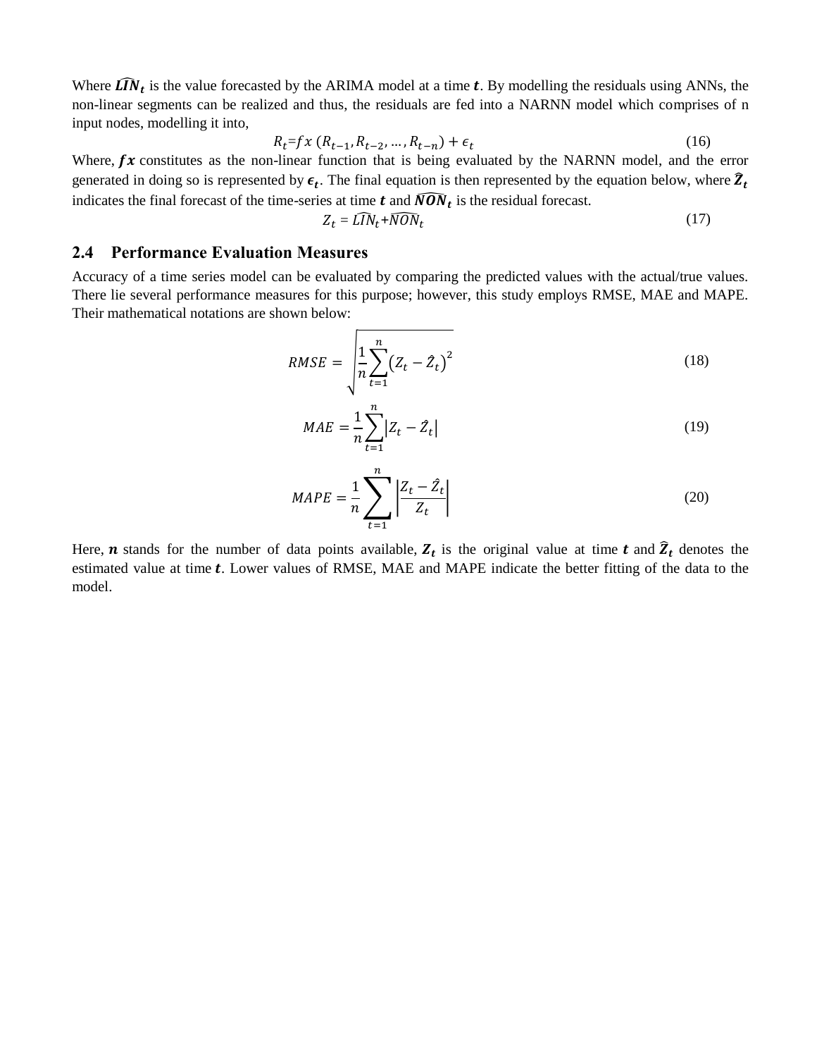Where $\widehat{LIN}_t$ is the value forecasted by the ARIMA model at a time $t$. By modelling the residuals using ANNs, the non-linear segments can be realized and thus, the residuals are fed into a NARNN model which comprises of n input nodes, modelling it into,

$$R_t = fx\,(R_{t-1}, R_{t-2}, \ldots, R_{t-n}) + \epsilon_t \tag{16}$$

Where, $fx$ constitutes as the non-linear function that is being evaluated by the NARNN model, and the error generated in doing so is represented by $\epsilon_t$. The final equation is then represented by the equation below, where $\widehat{Z}_t$ indicates the final forecast of the time-series at time $t$ and $\widehat{NON}_t$ is the residual forecast.

$$Z_t = \widehat{LIN}_t + \widehat{NON}_t \tag{17}$$

## 2.4 Performance Evaluation Measures

Accuracy of a time series model can be evaluated by comparing the predicted values with the actual/true values. There lie several performance measures for this purpose; however, this study employs RMSE, MAE and MAPE. Their mathematical notations are shown below:

$$RMSE = \sqrt{\frac{1}{n}\sum_{t=1}^{n}\left(Z_t - \hat{Z}_t\right)^2} \tag{18}$$

$$MAE = \frac{1}{n}\sum_{t=1}^{n}\left|Z_t - \hat{Z}_t\right| \tag{19}$$

$$MAPE = \frac{1}{n}\sum_{t=1}^{n}\left|\frac{Z_t - \hat{Z}_t}{Z_t}\right| \tag{20}$$

Here, $n$ stands for the number of data points available, $Z_t$ is the original value at time $t$ and $\widehat{Z}_t$ denotes the estimated value at time $t$. Lower values of RMSE, MAE and MAPE indicate the better fitting of the data to the model.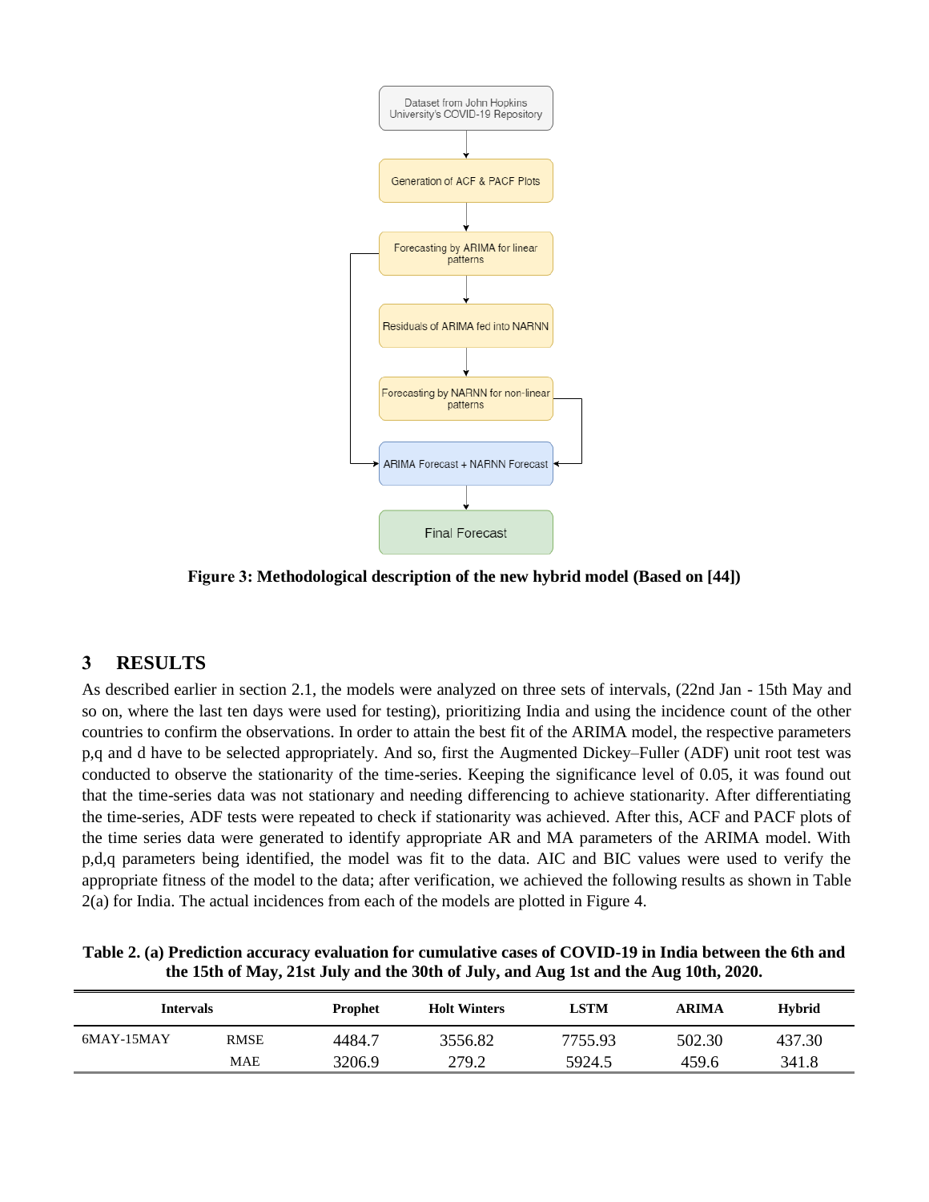Figure 3: Methodological description of the new hybrid model (Based on [44])

## 3 RESULTS

As described earlier in section 2.1, the models were analyzed on three sets of intervals, (22nd Jan - 15th May and so on, where the last ten days were used for testing), prioritizing India and using the incidence count of the other countries to confirm the observations. In order to attain the best fit of the ARIMA model, the respective parameters p,q and d have to be selected appropriately. And so, first the Augmented Dickey–Fuller (ADF) unit root test was conducted to observe the stationarity of the time-series. Keeping the significance level of 0.05, it was found out that the time-series data was not stationary and needing differencing to achieve stationarity. After differentiating the time-series, ADF tests were repeated to check if stationarity was achieved. After this, ACF and PACF plots of the time series data were generated to identify appropriate AR and MA parameters of the ARIMA model. With p,d,q parameters being identified, the model was fit to the data. AIC and BIC values were used to verify the appropriate fitness of the model to the data; after verification, we achieved the following results as shown in Table 2(a) for India. The actual incidences from each of the models are plotted in Figure 4.

**Table 2. (a) Prediction accuracy evaluation for cumulative cases of COVID-19 in India between the 6th and the 15th of May, 21st July and the 30th of July, and Aug 1st and the Aug 10th, 2020.**

| Intervals | | Prophet | Holt Winters | LSTM | ARIMA | Hybrid |
|---|---|---|---|---|---|---|
| 6MAY-15MAY | RMSE | 4484.7 | 3556.82 | 7755.93 | 502.30 | 437.30 |
| | MAE | 3206.9 | 279.2 | 5924.5 | 459.6 | 341.8 |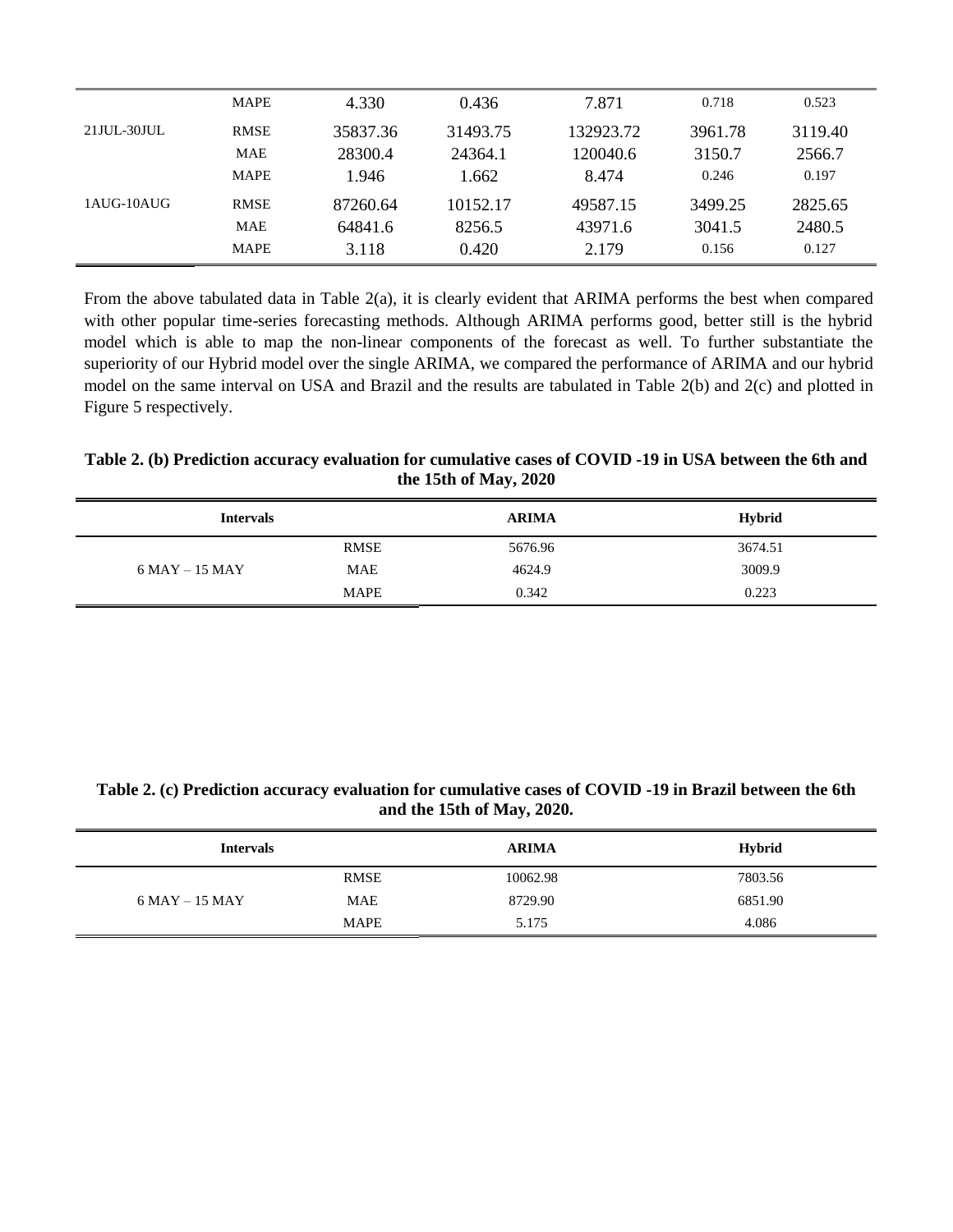| | | | | | | |
|---|---|---|---|---|---|---|
| | MAPE | 4.330 | 0.436 | 7.871 | 0.718 | 0.523 |
| 21JUL-30JUL | RMSE | 35837.36 | 31493.75 | 132923.72 | 3961.78 | 3119.40 |
| | MAE | 28300.4 | 24364.1 | 120040.6 | 3150.7 | 2566.7 |
| | MAPE | 1.946 | 1.662 | 8.474 | 0.246 | 0.197 |
| 1AUG-10AUG | RMSE | 87260.64 | 10152.17 | 49587.15 | 3499.25 | 2825.65 |
| | MAE | 64841.6 | 8256.5 | 43971.6 | 3041.5 | 2480.5 |
| | MAPE | 3.118 | 0.420 | 2.179 | 0.156 | 0.127 |

From the above tabulated data in Table 2(a), it is clearly evident that ARIMA performs the best when compared with other popular time-series forecasting methods. Although ARIMA performs good, better still is the hybrid model which is able to map the non-linear components of the forecast as well. To further substantiate the superiority of our Hybrid model over the single ARIMA, we compared the performance of ARIMA and our hybrid model on the same interval on USA and Brazil and the results are tabulated in Table 2(b) and 2(c) and plotted in Figure 5 respectively.

**Table 2. (b) Prediction accuracy evaluation for cumulative cases of COVID -19 in USA between the 6th and the 15th of May, 2020**

| Intervals | | ARIMA | Hybrid |
|---|---|---|---|
| | RMSE | 5676.96 | 3674.51 |
| 6 MAY – 15 MAY | MAE | 4624.9 | 3009.9 |
| | MAPE | 0.342 | 0.223 |

**Table 2. (c) Prediction accuracy evaluation for cumulative cases of COVID -19 in Brazil between the 6th and the 15th of May, 2020.**

| Intervals | | ARIMA | Hybrid |
|---|---|---|---|
| | RMSE | 10062.98 | 7803.56 |
| 6 MAY – 15 MAY | MAE | 8729.90 | 6851.90 |
| | MAPE | 5.175 | 4.086 |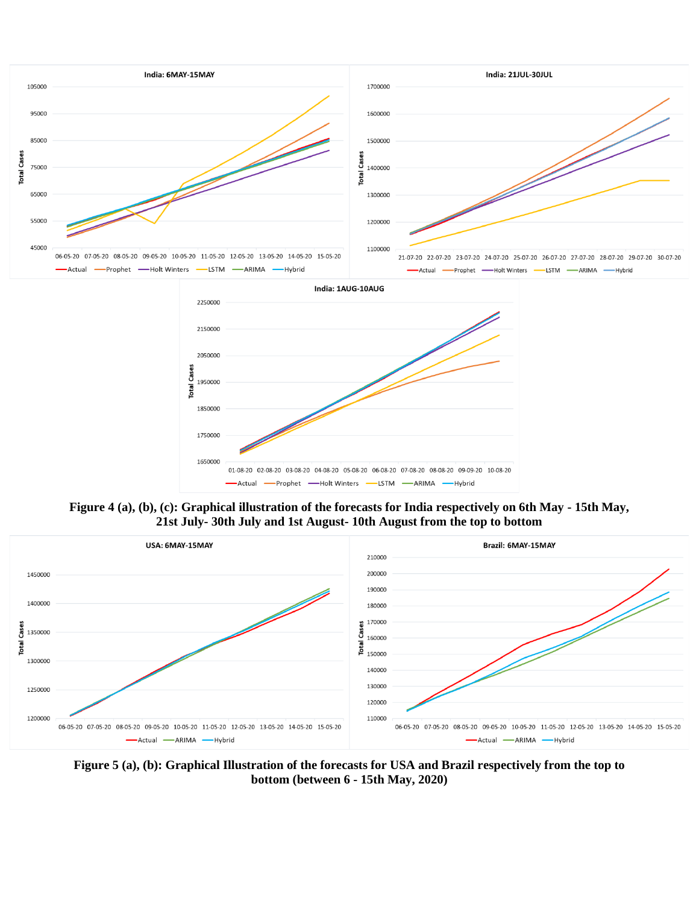**Figure 4 (a), (b), (c): Graphical illustration of the forecasts for India respectively on 6th May - 15th May, 21st July- 30th July and 1st August- 10th August from the top to bottom**

**Figure 5 (a), (b): Graphical Illustration of the forecasts for USA and Brazil respectively from the top to bottom (between 6 - 15th May, 2020)**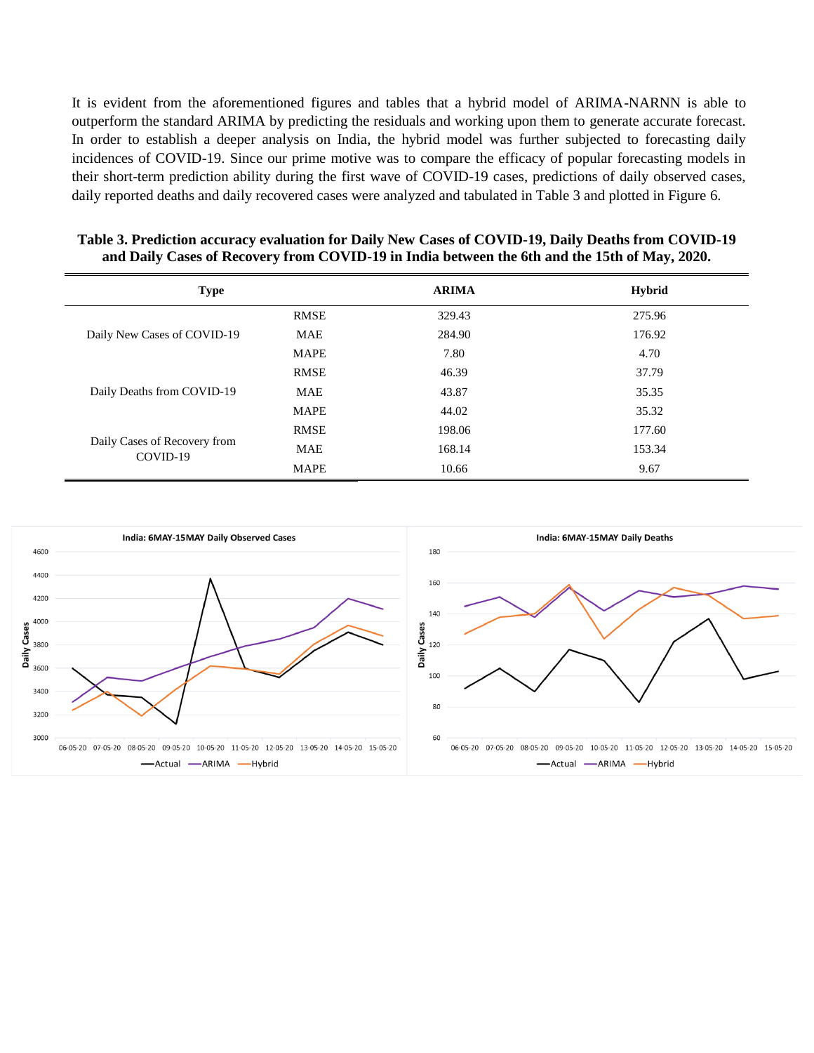It is evident from the aforementioned figures and tables that a hybrid model of ARIMA-NARNN is able to outperform the standard ARIMA by predicting the residuals and working upon them to generate accurate forecast. In order to establish a deeper analysis on India, the hybrid model was further subjected to forecasting daily incidences of COVID-19. Since our prime motive was to compare the efficacy of popular forecasting models in their short-term prediction ability during the first wave of COVID-19 cases, predictions of daily observed cases, daily reported deaths and daily recovered cases were analyzed and tabulated in Table 3 and plotted in Figure 6.

**Table 3. Prediction accuracy evaluation for Daily New Cases of COVID-19, Daily Deaths from COVID-19 and Daily Cases of Recovery from COVID-19 in India between the 6th and the 15th of May, 2020.**

| Type | | ARIMA | Hybrid |
|---|---|---|---|
| Daily New Cases of COVID-19 | RMSE | 329.43 | 275.96 |
| | MAE | 284.90 | 176.92 |
| | MAPE | 7.80 | 4.70 |
| Daily Deaths from COVID-19 | RMSE | 46.39 | 37.79 |
| | MAE | 43.87 | 35.35 |
| | MAPE | 44.02 | 35.32 |
| Daily Cases of Recovery from COVID-19 | RMSE | 198.06 | 177.60 |
| | MAE | 168.14 | 153.34 |
| | MAPE | 10.66 | 9.67 |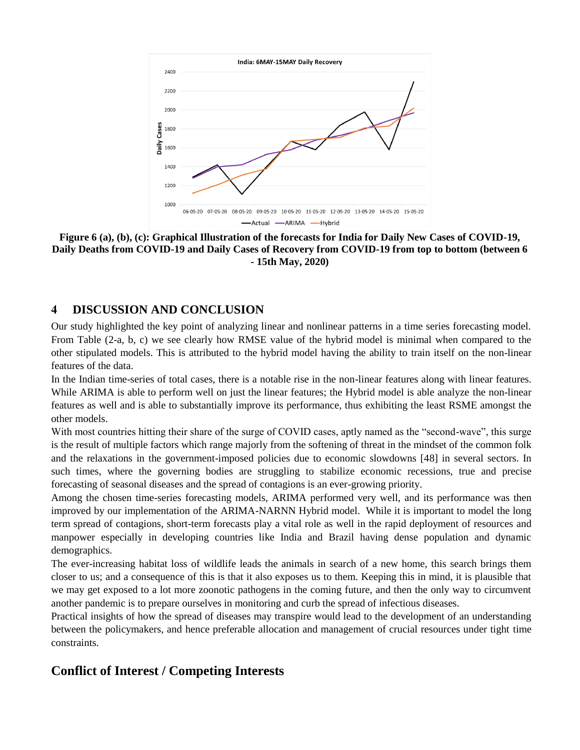**Figure 6 (a), (b), (c): Graphical Illustration of the forecasts for India for Daily New Cases of COVID-19, Daily Deaths from COVID-19 and Daily Cases of Recovery from COVID-19 from top to bottom (between 6 - 15th May, 2020)**

## 4 DISCUSSION AND CONCLUSION

Our study highlighted the key point of analyzing linear and nonlinear patterns in a time series forecasting model. From Table (2-a, b, c) we see clearly how RMSE value of the hybrid model is minimal when compared to the other stipulated models. This is attributed to the hybrid model having the ability to train itself on the non-linear features of the data.

In the Indian time-series of total cases, there is a notable rise in the non-linear features along with linear features. While ARIMA is able to perform well on just the linear features; the Hybrid model is able analyze the non-linear features as well and is able to substantially improve its performance, thus exhibiting the least RSME amongst the other models.

With most countries hitting their share of the surge of COVID cases, aptly named as the "second-wave", this surge is the result of multiple factors which range majorly from the softening of threat in the mindset of the common folk and the relaxations in the government-imposed policies due to economic slowdowns [48] in several sectors. In such times, where the governing bodies are struggling to stabilize economic recessions, true and precise forecasting of seasonal diseases and the spread of contagions is an ever-growing priority.

Among the chosen time-series forecasting models, ARIMA performed very well, and its performance was then improved by our implementation of the ARIMA-NARNN Hybrid model. While it is important to model the long term spread of contagions, short-term forecasts play a vital role as well in the rapid deployment of resources and manpower especially in developing countries like India and Brazil having dense population and dynamic demographics.

The ever-increasing habitat loss of wildlife leads the animals in search of a new home, this search brings them closer to us; and a consequence of this is that it also exposes us to them. Keeping this in mind, it is plausible that we may get exposed to a lot more zoonotic pathogens in the coming future, and then the only way to circumvent another pandemic is to prepare ourselves in monitoring and curb the spread of infectious diseases.

Practical insights of how the spread of diseases may transpire would lead to the development of an understanding between the policymakers, and hence preferable allocation and management of crucial resources under tight time constraints.

## Conflict of Interest / Competing Interests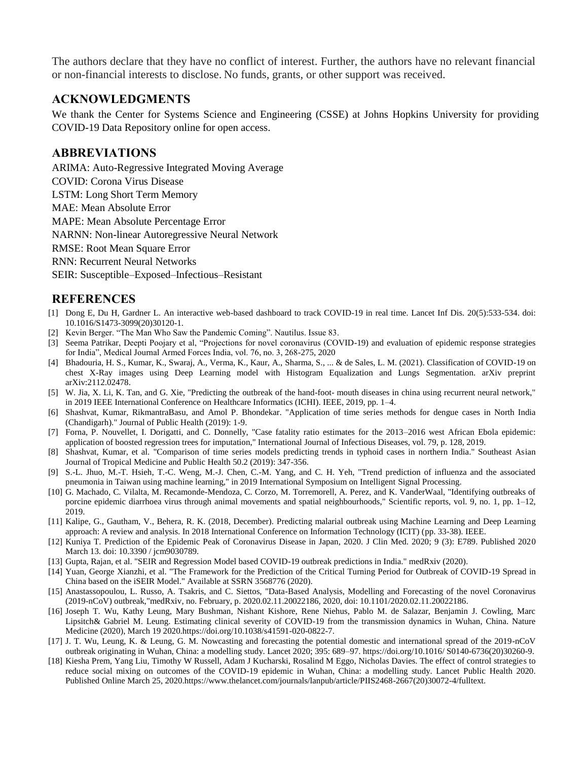The authors declare that they have no conflict of interest. Further, the authors have no relevant financial or non-financial interests to disclose. No funds, grants, or other support was received.

## ACKNOWLEDGMENTS

We thank the Center for Systems Science and Engineering (CSSE) at Johns Hopkins University for providing COVID-19 Data Repository online for open access.

## ABBREVIATIONS

ARIMA: Auto-Regressive Integrated Moving Average
COVID: Corona Virus Disease
LSTM: Long Short Term Memory
MAE: Mean Absolute Error
MAPE: Mean Absolute Percentage Error
NARNN: Non-linear Autoregressive Neural Network
RMSE: Root Mean Square Error
RNN: Recurrent Neural Networks
SEIR: Susceptible–Exposed–Infectious–Resistant

## REFERENCES

[1] Dong E, Du H, Gardner L. An interactive web-based dashboard to track COVID-19 in real time. Lancet Inf Dis. 20(5):533-534. doi: 10.1016/S1473-3099(20)30120-1.

[2] Kevin Berger. "The Man Who Saw the Pandemic Coming". Nautilus. Issue 83.

[3] Seema Patrikar, Deepti Poojary et al, "Projections for novel coronavirus (COVID-19) and evaluation of epidemic response strategies for India", Medical Journal Armed Forces India, vol. 76, no. 3, 268-275, 2020

[4] Bhadouria, H. S., Kumar, K., Swaraj, A., Verma, K., Kaur, A., Sharma, S., ... & de Sales, L. M. (2021). Classification of COVID-19 on chest X-Ray images using Deep Learning model with Histogram Equalization and Lungs Segmentation. arXiv preprint arXiv:2112.02478.

[5] W. Jia, X. Li, K. Tan, and G. Xie, "Predicting the outbreak of the hand-foot- mouth diseases in china using recurrent neural network," in 2019 IEEE International Conference on Healthcare Informatics (ICHI). IEEE, 2019, pp. 1–4.

[6] Shashvat, Kumar, RikmantraBasu, and Amol P. Bhondekar. "Application of time series methods for dengue cases in North India (Chandigarh)." Journal of Public Health (2019): 1-9.

[7] Forna, P. Nouvellet, I. Dorigatti, and C. Donnelly, "Case fatality ratio estimates for the 2013–2016 west African Ebola epidemic: application of boosted regression trees for imputation," International Journal of Infectious Diseases, vol. 79, p. 128, 2019.

[8] Shashvat, Kumar, et al. "Comparison of time series models predicting trends in typhoid cases in northern India." Southeast Asian Journal of Tropical Medicine and Public Health 50.2 (2019): 347-356.

[9] S.-L. Jhuo, M.-T. Hsieh, T.-C. Weng, M.-J. Chen, C.-M. Yang, and C. H. Yeh, "Trend prediction of influenza and the associated pneumonia in Taiwan using machine learning," in 2019 International Symposium on Intelligent Signal Processing.

[10] G. Machado, C. Vilalta, M. Recamonde-Mendoza, C. Corzo, M. Torremorell, A. Perez, and K. VanderWaal, "Identifying outbreaks of porcine epidemic diarrhoea virus through animal movements and spatial neighbourhoods," Scientific reports, vol. 9, no. 1, pp. 1–12, 2019.

[11] Kalipe, G., Gautham, V., Behera, R. K. (2018, December). Predicting malarial outbreak using Machine Learning and Deep Learning approach: A review and analysis. In 2018 International Conference on Information Technology (ICIT) (pp. 33-38). IEEE.

[12] Kuniya T. Prediction of the Epidemic Peak of Coronavirus Disease in Japan, 2020. J Clin Med. 2020; 9 (3): E789. Published 2020 March 13. doi: 10.3390 / jcm9030789.

[13] Gupta, Rajan, et al. "SEIR and Regression Model based COVID-19 outbreak predictions in India." medRxiv (2020).

[14] Yuan, George Xianzhi, et al. "The Framework for the Prediction of the Critical Turning Period for Outbreak of COVID-19 Spread in China based on the iSEIR Model." Available at SSRN 3568776 (2020).

[15] Anastassopoulou, L. Russo, A. Tsakris, and C. Siettos, "Data-Based Analysis, Modelling and Forecasting of the novel Coronavirus (2019-nCoV) outbreak,"medRxiv, no. February, p. 2020.02.11.20022186, 2020, doi: 10.1101/2020.02.11.20022186.

[16] Joseph T. Wu, Kathy Leung, Mary Bushman, Nishant Kishore, Rene Niehus, Pablo M. de Salazar, Benjamin J. Cowling, Marc Lipsitch& Gabriel M. Leung. Estimating clinical severity of COVID-19 from the transmission dynamics in Wuhan, China. Nature Medicine (2020), March 19 2020.https://doi.org/10.1038/s41591-020-0822-7.

[17] J. T. Wu, Leung, K. & Leung, G. M. Nowcasting and forecasting the potential domestic and international spread of the 2019-nCoV outbreak originating in Wuhan, China: a modelling study. Lancet 2020; 395: 689–97. https://doi.org/10.1016/ S0140-6736(20)30260-9.

[18] Kiesha Prem, Yang Liu, Timothy W Russell, Adam J Kucharski, Rosalind M Eggo, Nicholas Davies. The effect of control strategies to reduce social mixing on outcomes of the COVID-19 epidemic in Wuhan, China: a modelling study. Lancet Public Health 2020. Published Online March 25, 2020.https://www.thelancet.com/journals/lanpub/article/PIIS2468-2667(20)30072-4/fulltext.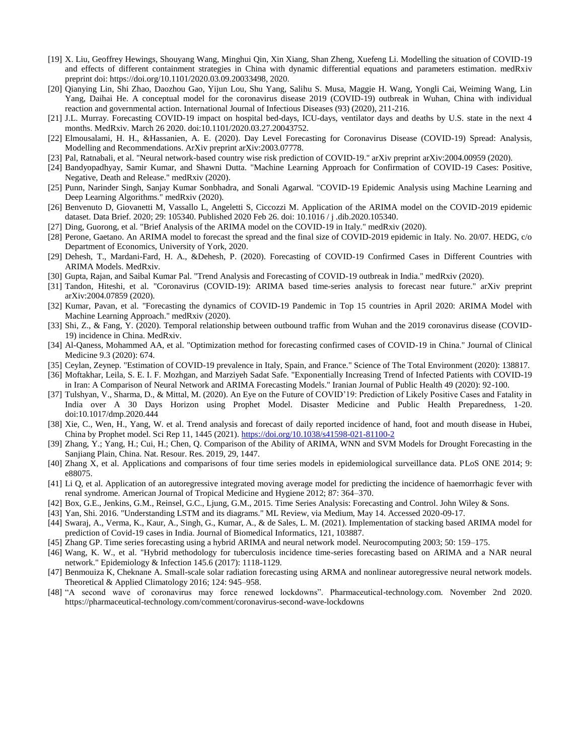[19] X. Liu, Geoffrey Hewings, Shouyang Wang, Minghui Qin, Xin Xiang, Shan Zheng, Xuefeng Li. Modelling the situation of COVID-19 and effects of different containment strategies in China with dynamic differential equations and parameters estimation. medRxiv preprint doi: https://doi.org/10.1101/2020.03.09.20033498, 2020.

[20] Qianying Lin, Shi Zhao, Daozhou Gao, Yijun Lou, Shu Yang, Salihu S. Musa, Maggie H. Wang, Yongli Cai, Weiming Wang, Lin Yang, Daihai He. A conceptual model for the coronavirus disease 2019 (COVID-19) outbreak in Wuhan, China with individual reaction and governmental action. International Journal of Infectious Diseases (93) (2020), 211-216.

[21] J.L. Murray. Forecasting COVID-19 impact on hospital bed-days, ICU-days, ventilator days and deaths by U.S. state in the next 4 months. MedRxiv. March 26 2020. doi:10.1101/2020.03.27.20043752.

[22] Elmousalami, H. H., &Hassanien, A. E. (2020). Day Level Forecasting for Coronavirus Disease (COVID-19) Spread: Analysis, Modelling and Recommendations. ArXiv preprint arXiv:2003.07778.

[23] Pal, Ratnabali, et al. "Neural network-based country wise risk prediction of COVID-19." arXiv preprint arXiv:2004.00959 (2020).

[24] Bandyopadhyay, Samir Kumar, and Shawni Dutta. "Machine Learning Approach for Confirmation of COVID-19 Cases: Positive, Negative, Death and Release." medRxiv (2020).

[25] Punn, Narinder Singh, Sanjay Kumar Sonbhadra, and Sonali Agarwal. "COVID-19 Epidemic Analysis using Machine Learning and Deep Learning Algorithms." medRxiv (2020).

[26] Benvenuto D, Giovanetti M, Vassallo L, Angeletti S, Ciccozzi M. Application of the ARIMA model on the COVID-2019 epidemic dataset. Data Brief. 2020; 29: 105340. Published 2020 Feb 26. doi: 10.1016 / j .dib.2020.105340.

[27] Ding, Guorong, et al. "Brief Analysis of the ARIMA model on the COVID-19 in Italy." medRxiv (2020).

[28] Perone, Gaetano. An ARIMA model to forecast the spread and the final size of COVID-2019 epidemic in Italy. No. 20/07. HEDG, c/o Department of Economics, University of York, 2020.

[29] Dehesh, T., Mardani-Fard, H. A., &Dehesh, P. (2020). Forecasting of COVID-19 Confirmed Cases in Different Countries with ARIMA Models. MedRxiv.

[30] Gupta, Rajan, and Saibal Kumar Pal. "Trend Analysis and Forecasting of COVID-19 outbreak in India." medRxiv (2020).

[31] Tandon, Hiteshi, et al. "Coronavirus (COVID-19): ARIMA based time-series analysis to forecast near future." arXiv preprint arXiv:2004.07859 (2020).

[32] Kumar, Pavan, et al. "Forecasting the dynamics of COVID-19 Pandemic in Top 15 countries in April 2020: ARIMA Model with Machine Learning Approach." medRxiv (2020).

[33] Shi, Z., & Fang, Y. (2020). Temporal relationship between outbound traffic from Wuhan and the 2019 coronavirus disease (COVID-19) incidence in China. MedRxiv.

[34] Al-Qaness, Mohammed AA, et al. "Optimization method for forecasting confirmed cases of COVID-19 in China." Journal of Clinical Medicine 9.3 (2020): 674.

[35] Ceylan, Zeynep. "Estimation of COVID-19 prevalence in Italy, Spain, and France." Science of The Total Environment (2020): 138817.

[36] Moftakhar, Leila, S. E. I. F. Mozhgan, and Marziyeh Sadat Safe. "Exponentially Increasing Trend of Infected Patients with COVID-19 in Iran: A Comparison of Neural Network and ARIMA Forecasting Models." Iranian Journal of Public Health 49 (2020): 92-100.

[37] Tulshyan, V., Sharma, D., & Mittal, M. (2020). An Eye on the Future of COVID'19: Prediction of Likely Positive Cases and Fatality in India over A 30 Days Horizon using Prophet Model. Disaster Medicine and Public Health Preparedness, 1-20. doi:10.1017/dmp.2020.444

[38] Xie, C., Wen, H., Yang, W. et al. Trend analysis and forecast of daily reported incidence of hand, foot and mouth disease in Hubei, China by Prophet model. Sci Rep 11, 1445 (2021). https://doi.org/10.1038/s41598-021-81100-2

[39] Zhang, Y.; Yang, H.; Cui, H.; Chen, Q. Comparison of the Ability of ARIMA, WNN and SVM Models for Drought Forecasting in the Sanjiang Plain, China. Nat. Resour. Res. 2019, 29, 1447.

[40] Zhang X, et al. Applications and comparisons of four time series models in epidemiological surveillance data. PLoS ONE 2014; 9: e88075.

[41] Li Q, et al. Application of an autoregressive integrated moving average model for predicting the incidence of haemorrhagic fever with renal syndrome. American Journal of Tropical Medicine and Hygiene 2012; 87: 364–370.

[42] Box, G.E., Jenkins, G.M., Reinsel, G.C., Ljung, G.M., 2015. Time Series Analysis: Forecasting and Control. John Wiley & Sons.

[43] Yan, Shi. 2016. "Understanding LSTM and its diagrams." ML Review, via Medium, May 14. Accessed 2020-09-17.

[44] Swaraj, A., Verma, K., Kaur, A., Singh, G., Kumar, A., & de Sales, L. M. (2021). Implementation of stacking based ARIMA model for prediction of Covid-19 cases in India. Journal of Biomedical Informatics, 121, 103887.

[45] Zhang GP. Time series forecasting using a hybrid ARIMA and neural network model. Neurocomputing 2003; 50: 159–175.

[46] Wang, K. W., et al. "Hybrid methodology for tuberculosis incidence time-series forecasting based on ARIMA and a NAR neural network." Epidemiology & Infection 145.6 (2017): 1118-1129.

[47] Benmouiza K, Cheknane A. Small-scale solar radiation forecasting using ARMA and nonlinear autoregressive neural network models. Theoretical & Applied Climatology 2016; 124: 945–958.

[48] "A second wave of coronavirus may force renewed lockdowns". Pharmaceutical-technology.com. November 2nd 2020. https://pharmaceutical-technology.com/comment/coronavirus-second-wave-lockdowns